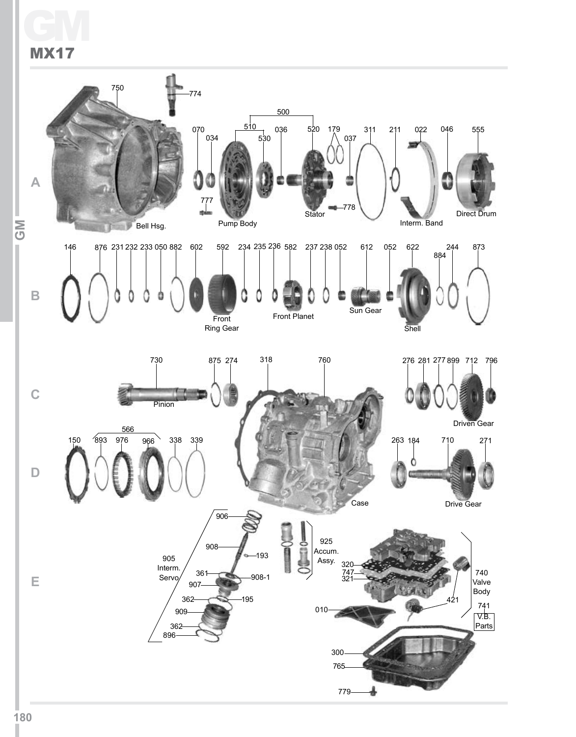# GM

## MX17

**A**

750 Bell Hsg.
774
500
510 Pump Body
530
520 Stator
070
034
036
179
037
311
211
022 Interm. Band
046
555 Direct Drum
777
778

**B**

146
876
231
232
233
050
882
602
592 Front Ring Gear
234
235
236
582 Front Planet
237
238
052
612 Sun Gear
052
622 Shell
884
244
873

**C**

730 Pinion
875
274
318
760 Case
276
281
277
899
712 Driven Gear
796

**D**

566
150
893
976
966
338
339
263
184
710 Drive Gear
271

**E**

905 Interm. Servo
906
908
193
361
908-1
907
362
195
909
362
896
925 Accum. Assy.
320
747
321
740 Valve Body
421
741 V.B. Parts
010
300
765
779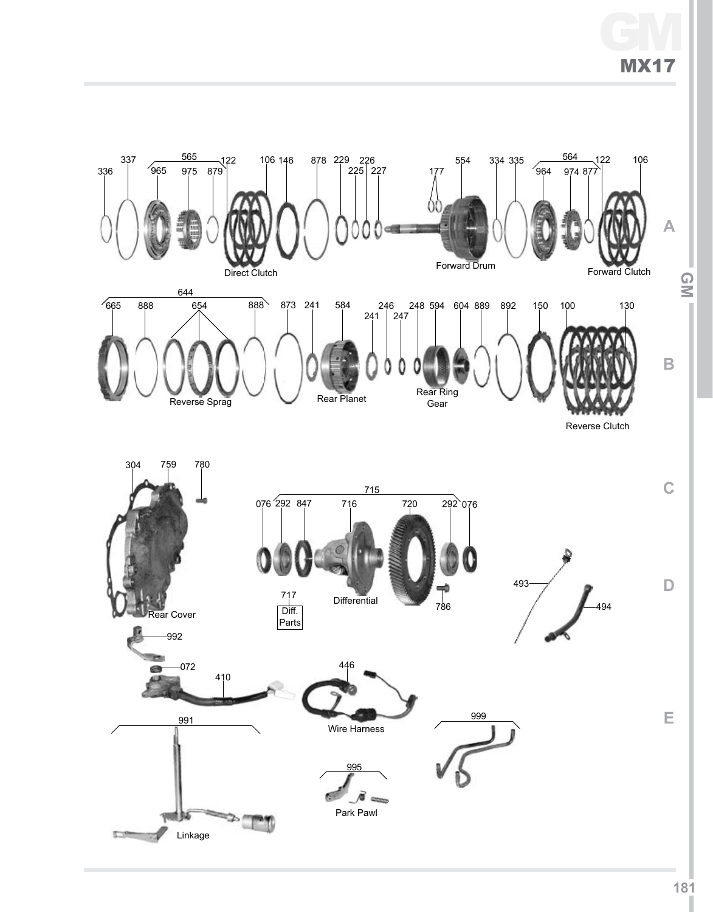# GM MX17

336 337 565 965 975 879 122 106 146 878 229 225 226 227 177 554 334 335 564 964 974 877 122 106

Direct Clutch

Forward Drum

Forward Clutch

644 665 888 654 888 873 241 584 241 246 247 248 594 604 889 892 150 100 130

Reverse Sprag

Rear Planet

Rear Ring Gear

Reverse Clutch

304 759 780

Rear Cover

715 076 292 847 716 720 292 076

717 Diff. Parts

Differential

786

493 494

992

072

410

446

Wire Harness

991

Linkage

995

Park Pawl

999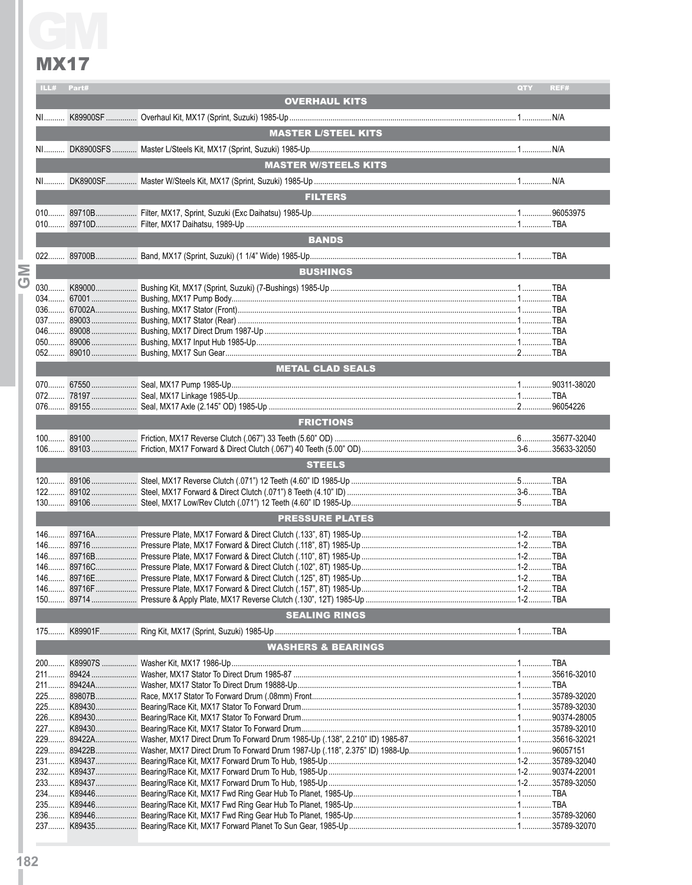# GM

## MX17

| ILL# | Part# | | QTY | REF# |
|---|---|---|---|---|
| | | **OVERHAUL KITS** | | |
| NI | K89900SF | Overhaul Kit, MX17 (Sprint, Suzuki) 1985-Up | 1 | N/A |
| | | **MASTER L/STEEL KITS** | | |
| NI | DK8900SFS | Master L/Steels Kit, MX17 (Sprint, Suzuki) 1985-Up | 1 | N/A |
| | | **MASTER W/STEELS KITS** | | |
| NI | DK8900SF | Master W/Steels Kit, MX17 (Sprint, Suzuki) 1985-Up | 1 | N/A |
| | | **FILTERS** | | |
| 010 | 89710B | Filter, MX17, Sprint, Suzuki (Exc Daihatsu) 1985-Up | 1 | 96053975 |
| 010 | 89710D | Filter, MX17 Daihatsu, 1989-Up | 1 | TBA |
| | | **BANDS** | | |
| 022 | 89700B | Band, MX17 (Sprint, Suzuki) (1 1/4" Wide) 1985-Up | 1 | TBA |
| | | **BUSHINGS** | | |
| 030 | K89000 | Bushing Kit, MX17 (Sprint, Suzuki) (7-Bushings) 1985-Up | 1 | TBA |
| 034 | 67001 | Bushing, MX17 Pump Body | 1 | TBA |
| 036 | 67002A | Bushing, MX17 Stator (Front) | 1 | TBA |
| 037 | 89003 | Bushing, MX17 Stator (Rear) | 1 | TBA |
| 046 | 89008 | Bushing, MX17 Direct Drum 1987-Up | 1 | TBA |
| 050 | 89006 | Bushing, MX17 Input Hub 1985-Up | 1 | TBA |
| 052 | 89010 | Bushing, MX17 Sun Gear | 2 | TBA |
| | | **METAL CLAD SEALS** | | |
| 070 | 67550 | Seal, MX17 Pump 1985-Up | 1 | 90311-38020 |
| 072 | 78197 | Seal, MX17 Linkage 1985-Up | 1 | TBA |
| 076 | 89155 | Seal, MX17 Axle (2.145" OD) 1985-Up | 2 | 96054226 |
| | | **FRICTIONS** | | |
| 100 | 89100 | Friction, MX17 Reverse Clutch (.067") 33 Teeth (5.60" OD) | 6 | 35677-32040 |
| 106 | 89103 | Friction, MX17 Forward & Direct Clutch (.067") 40 Teeth (5.00" OD) | 3-6 | 35633-32050 |
| | | **STEELS** | | |
| 120 | 89106 | Steel, MX17 Reverse Clutch (.071") 12 Teeth (4.60" ID 1985-Up | 5 | TBA |
| 122 | 89102 | Steel, MX17 Forward & Direct Clutch (.071") 8 Teeth (4.10" ID) | 3-6 | TBA |
| 130 | 89106 | Steel, MX17 Low/Rev Clutch (.071") 12 Teeth (4.60" ID 1985-Up | 5 | TBA |
| | | **PRESSURE PLATES** | | |
| 146 | 89716A | Pressure Plate, MX17 Forward & Direct Clutch (.133", 8T) 1985-Up | 1-2 | TBA |
| 146 | 89716 | Pressure Plate, MX17 Forward & Direct Clutch (.118", 8T) 1985-Up | 1-2 | TBA |
| 146 | 89716B | Pressure Plate, MX17 Forward & Direct Clutch (.110", 8T) 1985-Up | 1-2 | TBA |
| 146 | 89716C | Pressure Plate, MX17 Forward & Direct Clutch (.102", 8T) 1985-Up | 1-2 | TBA |
| 146 | 89716E | Pressure Plate, MX17 Forward & Direct Clutch (.125", 8T) 1985-Up | 1-2 | TBA |
| 146 | 89716F | Pressure Plate, MX17 Forward & Direct Clutch (.157", 8T) 1985-Up | 1-2 | TBA |
| 150 | 89714 | Pressure & Apply Plate, MX17 Reverse Clutch (.130", 12T) 1985-Up | 1-2 | TBA |
| | | **SEALING RINGS** | | |
| 175 | K89901F | Ring Kit, MX17 (Sprint, Suzuki) 1985-Up | 1 | TBA |
| | | **WASHERS & BEARINGS** | | |
| 200 | K89907S | Washer Kit, MX17 1986-Up | 1 | TBA |
| 211 | 89424 | Washer, MX17 Stator To Direct Drum 1985-87 | 1 | 35616-32010 |
| 211 | 89424A | Washer, MX17 Stator To Direct Drum 19888-Up | 1 | TBA |
| 225 | 89807B | Race, MX17 Stator To Forward Drum (.08mm) Front | 1 | 35789-32020 |
| 225 | K89430 | Bearing/Race Kit, MX17 Stator To Forward Drum | 1 | 35789-32030 |
| 226 | K89430 | Bearing/Race Kit, MX17 Stator To Forward Drum | 1 | 90374-28005 |
| 227 | K89430 | Bearing/Race Kit, MX17 Stator To Forward Drum | 1 | 35789-32010 |
| 229 | 89422A | Washer, MX17 Direct Drum To Forward Drum 1985-Up (.138", 2.210" ID) 1985-87 | 1 | 35616-32021 |
| 229 | 89422B | Washer, MX17 Direct Drum To Forward Drum 1987-Up (.118", 2.375" ID) 1988-Up | 1 | 96057151 |
| 231 | K89437 | Bearing/Race Kit, MX17 Forward Drum To Hub, 1985-Up | 1-2 | 35789-32040 |
| 232 | K89437 | Bearing/Race Kit, MX17 Forward Drum To Hub, 1985-Up | 1-2 | 90374-22001 |
| 233 | K89437 | Bearing/Race Kit, MX17 Forward Drum To Hub, 1985-Up | 1-2 | 35789-32050 |
| 234 | K89446 | Bearing/Race Kit, MX17 Fwd Ring Gear Hub To Planet, 1985-Up | 1 | TBA |
| 235 | K89446 | Bearing/Race Kit, MX17 Fwd Ring Gear Hub To Planet, 1985-Up | 1 | TBA |
| 236 | K89446 | Bearing/Race Kit, MX17 Fwd Ring Gear Hub To Planet, 1985-Up | 1 | 35789-32060 |
| 237 | K89435 | Bearing/Race Kit, MX17 Forward Planet To Sun Gear, 1985-Up | 1 | 35789-32070 |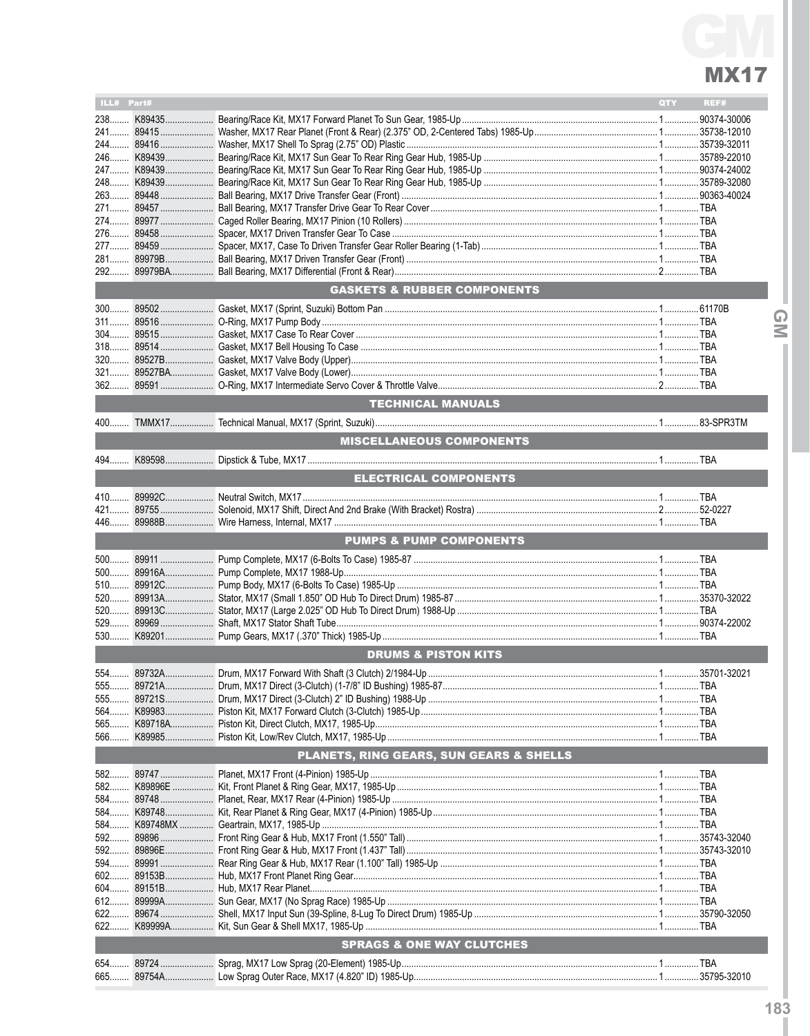# GM

## MX17

| ILL# | Part# | | QTY | REF# |
|---|---|---|---|---|
| 238 | K89435 | Bearing/Race Kit, MX17 Forward Planet To Sun Gear, 1985-Up | 1 | 90374-30006 |
| 241 | 89415 | Washer, MX17 Rear Planet (Front & Rear) (2.375" OD, 2-Centered Tabs) 1985-Up | 1 | 35738-12010 |
| 244 | 89416 | Washer, MX17 Shell To Sprag (2.75" OD) Plastic | 1 | 35739-32011 |
| 246 | K89439 | Bearing/Race Kit, MX17 Sun Gear To Rear Ring Gear Hub, 1985-Up | 1 | 35789-22010 |
| 247 | K89439 | Bearing/Race Kit, MX17 Sun Gear To Rear Ring Gear Hub, 1985-Up | 1 | 90374-24002 |
| 248 | K89439 | Bearing/Race Kit, MX17 Sun Gear To Rear Ring Gear Hub, 1985-Up | 1 | 35789-32080 |
| 263 | 89448 | Ball Bearing, MX17 Drive Transfer Gear (Front) | 1 | 90363-40024 |
| 271 | 89457 | Ball Bearing, MX17 Transfer Drive Gear To Rear Cover | 1 | TBA |
| 274 | 89977 | Caged Roller Bearing, MX17 Pinion (10 Rollers) | 1 | TBA |
| 276 | 89458 | Spacer, MX17 Driven Transfer Gear To Case | 1 | TBA |
| 277 | 89459 | Spacer, MX17, Case To Driven Transfer Gear Roller Bearing (1-Tab) | 1 | TBA |
| 281 | 89979B | Ball Bearing, MX17 Driven Transfer Gear (Front) | 1 | TBA |
| 292 | 89979BA | Ball Bearing, MX17 Differential (Front & Rear) | 2 | TBA |
| | | **GASKETS & RUBBER COMPONENTS** | | |
| 300 | 89502 | Gasket, MX17 (Sprint, Suzuki) Bottom Pan | 1 | 61170B |
| 311 | 89516 | O-Ring, MX17 Pump Body | 1 | TBA |
| 304 | 89515 | Gasket, MX17 Case To Rear Cover | 1 | TBA |
| 318 | 89514 | Gasket, MX17 Bell Housing To Case | 1 | TBA |
| 320 | 89527B | Gasket, MX17 Valve Body (Upper) | 1 | TBA |
| 321 | 89527BA | Gasket, MX17 Valve Body (Lower) | 1 | TBA |
| 362 | 89591 | O-Ring, MX17 Intermediate Servo Cover & Throttle Valve | 2 | TBA |
| | | **TECHNICAL MANUALS** | | |
| 400 | TMMX17 | Technical Manual, MX17 (Sprint, Suzuki) | 1 | 83-SPR3TM |
| | | **MISCELLANEOUS COMPONENTS** | | |
| 494 | K89598 | Dipstick & Tube, MX17 | 1 | TBA |
| | | **ELECTRICAL COMPONENTS** | | |
| 410 | 89992C | Neutral Switch, MX17 | 1 | TBA |
| 421 | 89755 | Solenoid, MX17 Shift, Direct And 2nd Brake (With Bracket) Rostra | 2 | 52-0227 |
| 446 | 89988B | Wire Harness, Internal, MX17 | 1 | TBA |
| | | **PUMPS & PUMP COMPONENTS** | | |
| 500 | 89911 | Pump Complete, MX17 (6-Bolts To Case) 1985-87 | 1 | TBA |
| 500 | 89916A | Pump Complete, MX17 1988-Up | 1 | TBA |
| 510 | 89912C | Pump Body, MX17 (6-Bolts To Case) 1985-Up | 1 | TBA |
| 520 | 89913A | Stator, MX17 (Small 1.850" OD Hub To Direct Drum) 1985-87 | 1 | 35370-32022 |
| 520 | 89913C | Stator, MX17 (Large 2.025" OD Hub To Direct Drum) 1988-Up | 1 | TBA |
| 529 | 89969 | Shaft, MX17 Stator Shaft Tube | 1 | 90374-22002 |
| 530 | K89201 | Pump Gears, MX17 (.370" Thick) 1985-Up | 1 | TBA |
| | | **DRUMS & PISTON KITS** | | |
| 554 | 89732A | Drum, MX17 Forward With Shaft (3 Clutch) 2/1984-Up | 1 | 35701-32021 |
| 555 | 89721A | Drum, MX17 Direct (3-Clutch) (1-7/8" ID Bushing) 1985-87 | 1 | TBA |
| 555 | 89721S | Drum, MX17 Direct (3-Clutch) 2" ID Bushing) 1988-Up | 1 | TBA |
| 564 | K89983 | Piston Kit, MX17 Forward Clutch (3-Clutch) 1985-Up | 1 | TBA |
| 565 | K89718A | Piston Kit, Direct Clutch, MX17, 1985-Up | 1 | TBA |
| 566 | K89985 | Piston Kit, Low/Rev Clutch, MX17, 1985-Up | 1 | TBA |
| | | **PLANETS, RING GEARS, SUN GEARS & SHELLS** | | |
| 582 | 89747 | Planet, MX17 Front (4-Pinion) 1985-Up | 1 | TBA |
| 582 | K89896E | Kit, Front Planet & Ring Gear, MX17, 1985-Up | 1 | TBA |
| 584 | 89748 | Planet, Rear, MX17 Rear (4-Pinion) 1985-Up | 1 | TBA |
| 584 | K89748 | Kit, Rear Planet & Ring Gear, MX17 (4-Pinion) 1985-Up | 1 | TBA |
| 584 | K89748MX | Geartrain, MX17, 1985-Up | 1 | TBA |
| 592 | 89896 | Front Ring Gear & Hub, MX17 Front (1.550" Tall) | 1 | 35743-32040 |
| 592 | 89896E | Front Ring Gear & Hub, MX17 Front (1.437" Tall) | 1 | 35743-32010 |
| 594 | 89991 | Rear Ring Gear & Hub, MX17 Rear (1.100" Tall) 1985-Up | 1 | TBA |
| 602 | 89153B | Hub, MX17 Front Planet Ring Gear | 1 | TBA |
| 604 | 89151B | Hub, MX17 Rear Planet | 1 | TBA |
| 612 | 89999A | Sun Gear, MX17 (No Sprag Race) 1985-Up | 1 | TBA |
| 622 | 89674 | Shell, MX17 Input Sun (39-Spline, 8-Lug To Direct Drum) 1985-Up | 1 | 35790-32050 |
| 622 | K89999A | Kit, Sun Gear & Shell MX17, 1985-Up | 1 | TBA |
| | | **SPRAGS & ONE WAY CLUTCHES** | | |
| 654 | 89724 | Sprag, MX17 Low Sprag (20-Element) 1985-Up | 1 | TBA |
| 665 | 89754A | Low Sprag Outer Race, MX17 (4.820" ID) 1985-Up | 1 | 35795-32010 |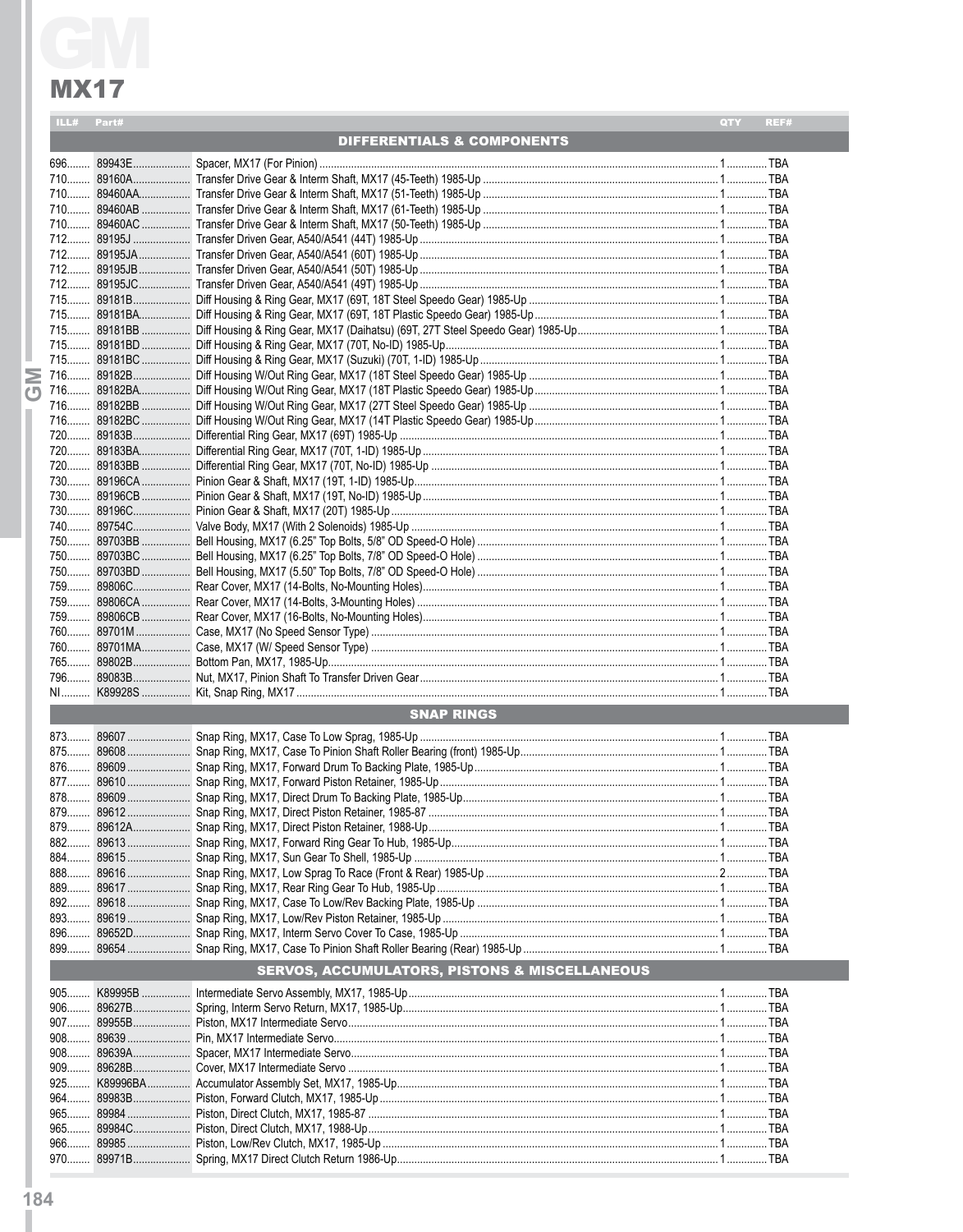# GM

## MX17

| ILL# | Part# | | QTY | REF# |
|---|---|---|---|---|
| | | **DIFFERENTIALS & COMPONENTS** | | |
| 696 | 89943E | Spacer, MX17 (For Pinion) | 1 | TBA |
| 710 | 89160A | Transfer Drive Gear & Interm Shaft, MX17 (45-Teeth) 1985-Up | 1 | TBA |
| 710 | 89460AA | Transfer Drive Gear & Interm Shaft, MX17 (51-Teeth) 1985-Up | 1 | TBA |
| 710 | 89460AB | Transfer Drive Gear & Interm Shaft, MX17 (61-Teeth) 1985-Up | 1 | TBA |
| 710 | 89460AC | Transfer Drive Gear & Interm Shaft, MX17 (50-Teeth) 1985-Up | 1 | TBA |
| 712 | 89195J | Transfer Driven Gear, A540/A541 (44T) 1985-Up | 1 | TBA |
| 712 | 89195JA | Transfer Driven Gear, A540/A541 (60T) 1985-Up | 1 | TBA |
| 712 | 89195JB | Transfer Driven Gear, A540/A541 (50T) 1985-Up | 1 | TBA |
| 712 | 89195JC | Transfer Driven Gear, A540/A541 (49T) 1985-Up | 1 | TBA |
| 715 | 89181B | Diff Housing & Ring Gear, MX17 (69T, 18T Steel Speedo Gear) 1985-Up | 1 | TBA |
| 715 | 89181BA | Diff Housing & Ring Gear, MX17 (69T, 18T Plastic Speedo Gear) 1985-Up | 1 | TBA |
| 715 | 89181BB | Diff Housing & Ring Gear, MX17 (Daihatsu) (69T, 27T Steel Speedo Gear) 1985-Up | 1 | TBA |
| 715 | 89181BD | Diff Housing & Ring Gear, MX17 (70T, No-ID) 1985-Up | 1 | TBA |
| 715 | 89181BC | Diff Housing & Ring Gear, MX17 (Suzuki) (70T, 1-ID) 1985-Up | 1 | TBA |
| 716 | 89182B | Diff Housing W/Out Ring Gear, MX17 (18T Steel Speedo Gear) 1985-Up | 1 | TBA |
| 716 | 89182BA | Diff Housing W/Out Ring Gear, MX17 (18T Plastic Speedo Gear) 1985-Up | 1 | TBA |
| 716 | 89182BB | Diff Housing W/Out Ring Gear, MX17 (27T Steel Speedo Gear) 1985-Up | 1 | TBA |
| 716 | 89182BC | Diff Housing W/Out Ring Gear, MX17 (14T Plastic Speedo Gear) 1985-Up | 1 | TBA |
| 720 | 89183B | Differential Ring Gear, MX17 (69T) 1985-Up | 1 | TBA |
| 720 | 89183BA | Differential Ring Gear, MX17 (70T, 1-ID) 1985-Up | 1 | TBA |
| 720 | 89183BB | Differential Ring Gear, MX17 (70T, No-ID) 1985-Up | 1 | TBA |
| 730 | 89196CA | Pinion Gear & Shaft, MX17 (19T, 1-ID) 1985-Up | 1 | TBA |
| 730 | 89196CB | Pinion Gear & Shaft, MX17 (19T, No-ID) 1985-Up | 1 | TBA |
| 730 | 89196C | Pinion Gear & Shaft, MX17 (20T) 1985-Up | 1 | TBA |
| 740 | 89754C | Valve Body, MX17 (With 2 Solenoids) 1985-Up | 1 | TBA |
| 750 | 89703BB | Bell Housing, MX17 (6.25" Top Bolts, 5/8" OD Speed-O Hole) | 1 | TBA |
| 750 | 89703BC | Bell Housing, MX17 (6.25" Top Bolts, 7/8" OD Speed-O Hole) | 1 | TBA |
| 750 | 89703BD | Bell Housing, MX17 (5.50" Top Bolts, 7/8" OD Speed-O Hole) | 1 | TBA |
| 759 | 89806C | Rear Cover, MX17 (14-Bolts, No-Mounting Holes) | 1 | TBA |
| 759 | 89806CA | Rear Cover, MX17 (14-Bolts, 3-Mounting Holes) | 1 | TBA |
| 759 | 89806CB | Rear Cover, MX17 (16-Bolts, No-Mounting Holes) | 1 | TBA |
| 760 | 89701M | Case, MX17 (No Speed Sensor Type) | 1 | TBA |
| 760 | 89701MA | Case, MX17 (W/ Speed Sensor Type) | 1 | TBA |
| 765 | 89802B | Bottom Pan, MX17, 1985-Up | 1 | TBA |
| 796 | 89083B | Nut, MX17, Pinion Shaft To Transfer Driven Gear | 1 | TBA |
| NI | K89928S | Kit, Snap Ring, MX17 | 1 | TBA |
| | | **SNAP RINGS** | | |
| 873 | 89607 | Snap Ring, MX17, Case To Low Sprag, 1985-Up | 1 | TBA |
| 875 | 89608 | Snap Ring, MX17, Case To Pinion Shaft Roller Bearing (front) 1985-Up | 1 | TBA |
| 876 | 89609 | Snap Ring, MX17, Forward Drum To Backing Plate, 1985-Up | 1 | TBA |
| 877 | 89610 | Snap Ring, MX17, Forward Piston Retainer, 1985-Up | 1 | TBA |
| 878 | 89609 | Snap Ring, MX17, Direct Drum To Backing Plate, 1985-Up | 1 | TBA |
| 879 | 89612 | Snap Ring, MX17, Direct Piston Retainer, 1985-87 | 1 | TBA |
| 879 | 89612A | Snap Ring, MX17, Direct Piston Retainer, 1988-Up | 1 | TBA |
| 882 | 89613 | Snap Ring, MX17, Forward Ring Gear To Hub, 1985-Up | 1 | TBA |
| 884 | 89615 | Snap Ring, MX17, Sun Gear To Shell, 1985-Up | 1 | TBA |
| 888 | 89616 | Snap Ring, MX17, Low Sprag To Race (Front & Rear) 1985-Up | 2 | TBA |
| 889 | 89617 | Snap Ring, MX17, Rear Ring Gear To Hub, 1985-Up | 1 | TBA |
| 892 | 89618 | Snap Ring, MX17, Case To Low/Rev Backing Plate, 1985-Up | 1 | TBA |
| 893 | 89619 | Snap Ring, MX17, Low/Rev Piston Retainer, 1985-Up | 1 | TBA |
| 896 | 89652D | Snap Ring, MX17, Interm Servo Cover To Case, 1985-Up | 1 | TBA |
| 899 | 89654 | Snap Ring, MX17, Case To Pinion Shaft Roller Bearing (Rear) 1985-Up | 1 | TBA |
| | | **SERVOS, ACCUMULATORS, PISTONS & MISCELLANEOUS** | | |
| 905 | K89995B | Intermediate Servo Assembly, MX17, 1985-Up | 1 | TBA |
| 906 | 89627B | Spring, Interm Servo Return, MX17, 1985-Up | 1 | TBA |
| 907 | 89955B | Piston, MX17 Intermediate Servo | 1 | TBA |
| 908 | 89639 | Pin, MX17 Intermediate Servo | 1 | TBA |
| 908 | 89639A | Spacer, MX17 Intermediate Servo | 1 | TBA |
| 909 | 89628B | Cover, MX17 Intermediate Servo | 1 | TBA |
| 925 | K89996BA | Accumulator Assembly Set, MX17, 1985-Up | 1 | TBA |
| 964 | 89983B | Piston, Forward Clutch, MX17, 1985-Up | 1 | TBA |
| 965 | 89984 | Piston, Direct Clutch, MX17, 1985-87 | 1 | TBA |
| 965 | 89984C | Piston, Direct Clutch, MX17, 1988-Up | 1 | TBA |
| 966 | 89985 | Piston, Low/Rev Clutch, MX17, 1985-Up | 1 | TBA |
| 970 | 89971B | Spring, MX17 Direct Clutch Return 1986-Up | 1 | TBA |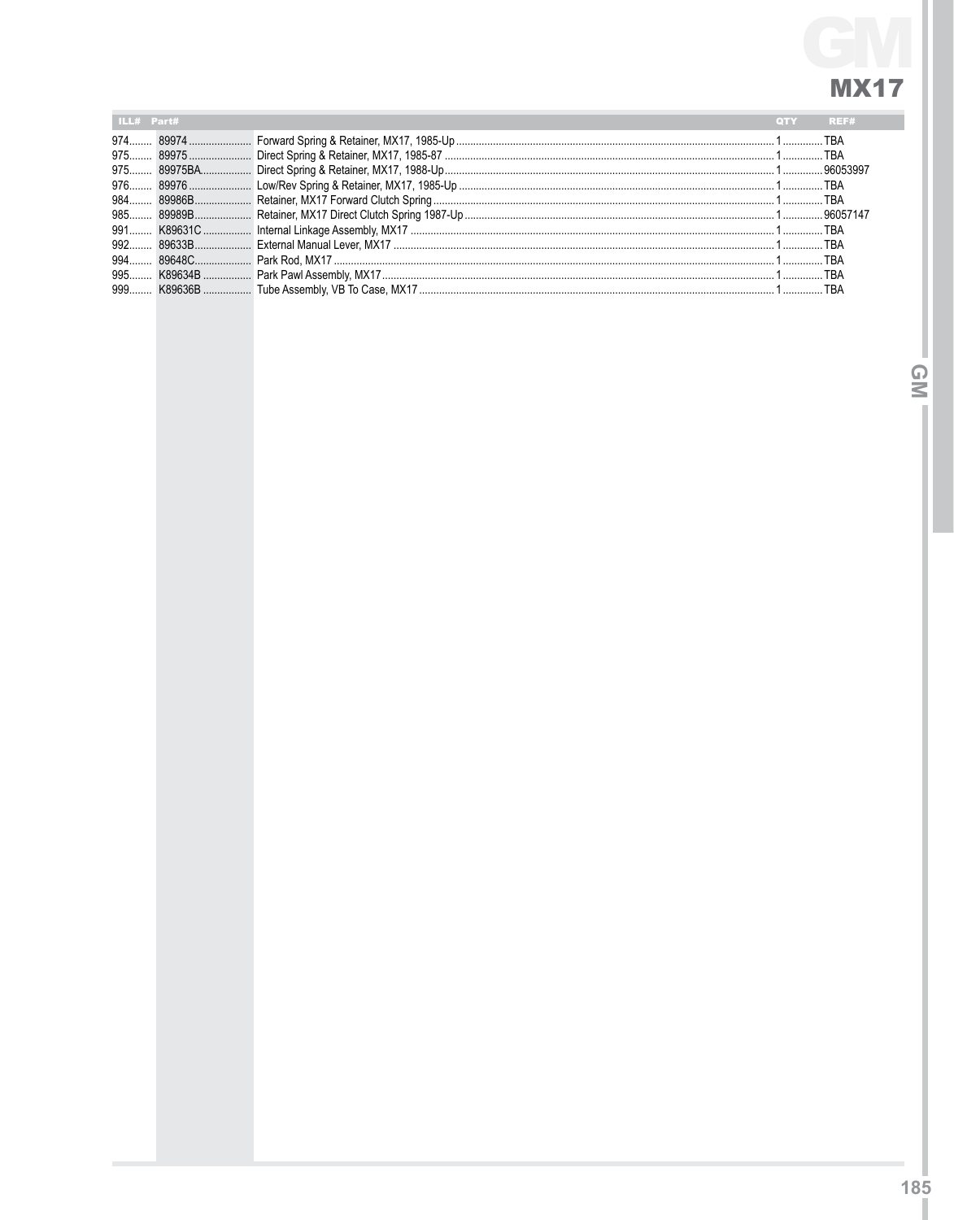# GM

## MX17

| ILL# | Part# | | QTY | REF# |
|---|---|---|---|---|
| 974 | 89974 | Forward Spring & Retainer, MX17, 1985-Up | 1 | TBA |
| 975 | 89975 | Direct Spring & Retainer, MX17, 1985-87 | 1 | TBA |
| 975 | 89975BA | Direct Spring & Retainer, MX17, 1988-Up | 1 | 96053997 |
| 976 | 89976 | Low/Rev Spring & Retainer, MX17, 1985-Up | 1 | TBA |
| 984 | 89986B | Retainer, MX17 Forward Clutch Spring | 1 | TBA |
| 985 | 89989B | Retainer, MX17 Direct Clutch Spring 1987-Up | 1 | 96057147 |
| 991 | K89631C | Internal Linkage Assembly, MX17 | 1 | TBA |
| 992 | 89633B | External Manual Lever, MX17 | 1 | TBA |
| 994 | 89648C | Park Rod, MX17 | 1 | TBA |
| 995 | K89634B | Park Pawl Assembly, MX17 | 1 | TBA |
| 999 | K89636B | Tube Assembly, VB To Case, MX17 | 1 | TBA |